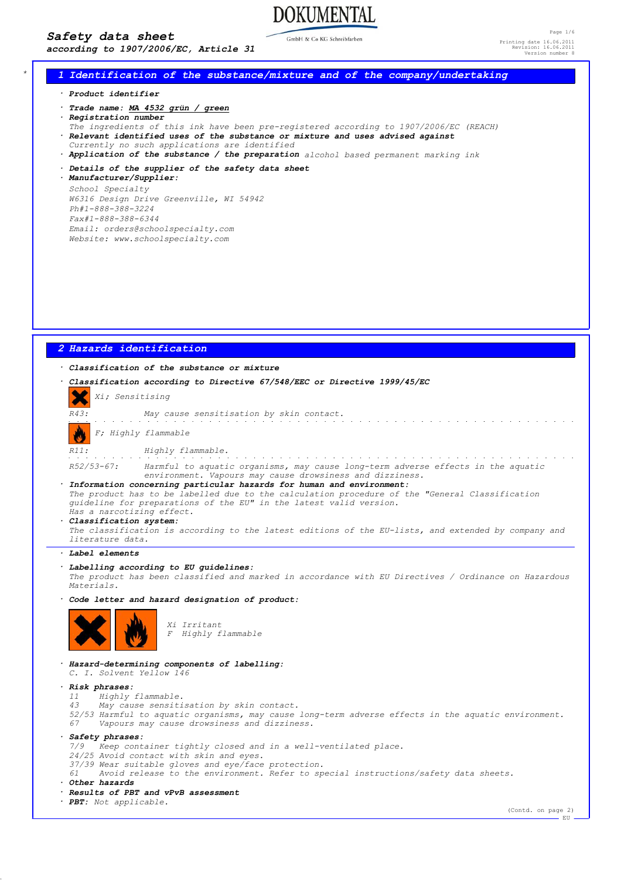# Safety data sheet

**according to 1907/2006/EC, Article 31**

## 1 Identification of the substance/mixture and of the company/undertaking

· **Product identifier**

· **Trade name:** MA 4532 grün / green

· **Registration number**
The ingredients of this ink have been pre-registered according to 1907/2006/EC (REACH)

· **Relevant identified uses of the substance or mixture and uses advised against**
Currently no such applications are identified

· **Application of the substance / the preparation** alcohol based permanent marking ink

· **Details of the supplier of the safety data sheet**

· **Manufacturer/Supplier:**
School Specialty
W6316 Design Drive Greenville, WI 54942
Ph#1-888-388-3224
Fax#1-888-388-6344
Email: orders@schoolspecialty.com
Website: www.schoolspecialty.com

## 2 Hazards identification

· **Classification of the substance or mixture**

· **Classification according to Directive 67/548/EEC or Directive 1999/45/EC**

Xi; Sensitising

R43: May cause sensitisation by skin contact.

F; Highly flammable

R11: Highly flammable.

R52/53-67: Harmful to aquatic organisms, may cause long-term adverse effects in the aquatic environment. Vapours may cause drowsiness and dizziness.

· **Information concerning particular hazards for human and environment:**
The product has to be labelled due to the calculation procedure of the "General Classification guideline for preparations of the EU" in the latest valid version.
Has a narcotizing effect.

· **Classification system:**
The classification is according to the latest editions of the EU-lists, and extended by company and literature data.

· **Label elements**

· **Labelling according to EU guidelines:**
The product has been classified and marked in accordance with EU Directives / Ordinance on Hazardous Materials.

· **Code letter and hazard designation of product:**

Xi Irritant
F Highly flammable

· **Hazard-determining components of labelling:**
C. I. Solvent Yellow 146

· **Risk phrases:**
11 Highly flammable.
43 May cause sensitisation by skin contact.
52/53 Harmful to aquatic organisms, may cause long-term adverse effects in the aquatic environment.
67 Vapours may cause drowsiness and dizziness.

· **Safety phrases:**
7/9 Keep container tightly closed and in a well-ventilated place.
24/25 Avoid contact with skin and eyes.
37/39 Wear suitable gloves and eye/face protection.
61 Avoid release to the environment. Refer to special instructions/safety data sheets.

· **Other hazards**

· **Results of PBT and vPvB assessment**

· **PBT:** Not applicable.

(Contd. on page 2)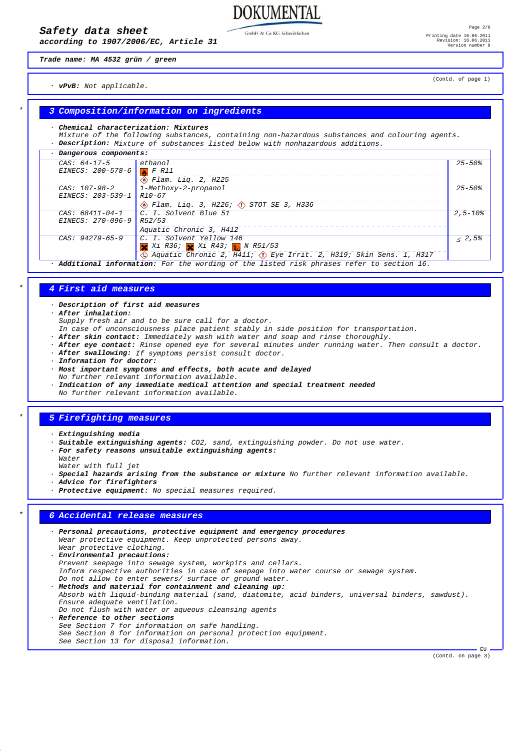Trade name: MA 4532 grün / green

(Contd. of page 1)

· **vPvB:** Not applicable.

## 3 Composition/information on ingredients

· **Chemical characterization: Mixtures**
Mixture of the following substances, containing non-hazardous substances and colouring agents.
· **Description:** Mixture of substances listed below with nonhazardous additions.

· **Dangerous components:**

| | | |
|---|---|---|
| CAS: 64-17-5<br>EINECS: 200-578-6 | ethanol<br>F R11<br>Flam. Liq. 2, H225 | 25-50% |
| CAS: 107-98-2<br>EINECS: 203-539-1 | 1-Methoxy-2-propanol<br>R10-67<br>Flam. Liq. 3, H226; STOT SE 3, H336 | 25-50% |
| CAS: 68411-04-1<br>EINECS: 270-096-9 | C. I. Solvent Blue 51<br>R52/53<br>Aquatic Chronic 3, H412 | 2,5-10% |
| CAS: 94279-65-9 | C. I. Solvent Yellow 146<br>Xi R36; Xi R43; N R51/53<br>Aquatic Chronic 2, H411; Eye Irrit. 2, H319; Skin Sens. 1, H317 | ≤ 2,5% |

· **Additional information:** For the wording of the listed risk phrases refer to section 16.

## 4 First aid measures

· **Description of first aid measures**
· **After inhalation:**
Supply fresh air and to be sure call for a doctor.
In case of unconsciousness place patient stably in side position for transportation.
· **After skin contact:** Immediately wash with water and soap and rinse thoroughly.
· **After eye contact:** Rinse opened eye for several minutes under running water. Then consult a doctor.
· **After swallowing:** If symptoms persist consult doctor.
· **Information for doctor:**
· **Most important symptoms and effects, both acute and delayed**
No further relevant information available.
· **Indication of any immediate medical attention and special treatment needed**
No further relevant information available.

## 5 Firefighting measures

· **Extinguishing media**
· **Suitable extinguishing agents:** $CO_2$, sand, extinguishing powder. Do not use water.
· **For safety reasons unsuitable extinguishing agents:**
Water
Water with full jet
· **Special hazards arising from the substance or mixture** No further relevant information available.
· **Advice for firefighters**
· **Protective equipment:** No special measures required.

## 6 Accidental release measures

· **Personal precautions, protective equipment and emergency procedures**
Wear protective equipment. Keep unprotected persons away.
Wear protective clothing.
· **Environmental precautions:**
Prevent seepage into sewage system, workpits and cellars.
Inform respective authorities in case of seepage into water course or sewage system.
Do not allow to enter sewers/ surface or ground water.
· **Methods and material for containment and cleaning up:**
Absorb with liquid-binding material (sand, diatomite, acid binders, universal binders, sawdust).
Ensure adequate ventilation.
Do not flush with water or aqueous cleansing agents
· **Reference to other sections**
See Section 7 for information on safe handling.
See Section 8 for information on personal protection equipment.
See Section 13 for disposal information.

(Contd. on page 3)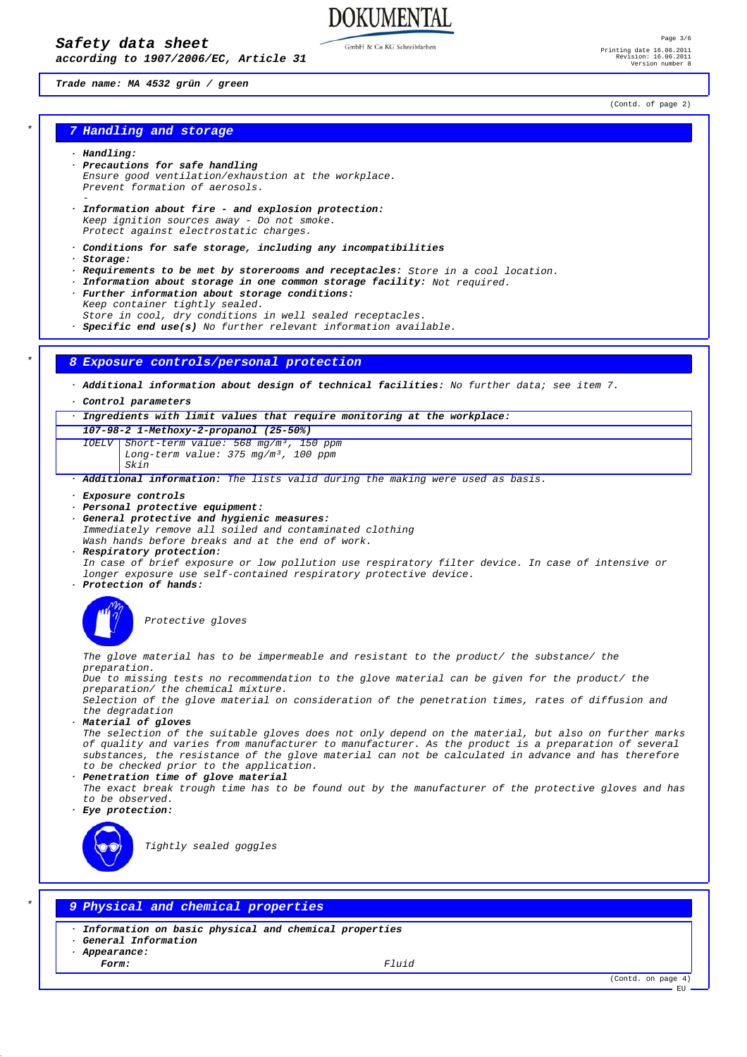Trade name: MA 4532 grün / green

(Contd. of page 2)

## 7 Handling and storage

· **Handling:**

· **Precautions for safe handling**
Ensure good ventilation/exhaustion at the workplace.
Prevent formation of aerosols.
-

· **Information about fire - and explosion protection:**
Keep ignition sources away - Do not smoke.
Protect against electrostatic charges.

· **Conditions for safe storage, including any incompatibilities**

· **Storage:**

· **Requirements to be met by storerooms and receptacles:** Store in a cool location.

· **Information about storage in one common storage facility:** Not required.

· **Further information about storage conditions:**
Keep container tightly sealed.
Store in cool, dry conditions in well sealed receptacles.

· **Specific end use(s)** No further relevant information available.

## 8 Exposure controls/personal protection

· **Additional information about design of technical facilities:** No further data; see item 7.

· **Control parameters**

| · Ingredients with limit values that require monitoring at the workplace: | |
|---|---|
| **107-98-2 1-Methoxy-2-propanol (25-50%)** | |
| IOELV | Short-term value: 568 mg/m³, 150 ppm<br>Long-term value: 375 mg/m³, 100 ppm<br>Skin |

· **Additional information:** The lists valid during the making were used as basis.

· **Exposure controls**

· **Personal protective equipment:**

· **General protective and hygienic measures:**
Immediately remove all soiled and contaminated clothing
Wash hands before breaks and at the end of work.

· **Respiratory protection:**
In case of brief exposure or low pollution use respiratory filter device. In case of intensive or longer exposure use self-contained respiratory protective device.

· **Protection of hands:**

Protective gloves

The glove material has to be impermeable and resistant to the product/ the substance/ the preparation.
Due to missing tests no recommendation to the glove material can be given for the product/ the preparation/ the chemical mixture.
Selection of the glove material on consideration of the penetration times, rates of diffusion and the degradation

· **Material of gloves**
The selection of the suitable gloves does not only depend on the material, but also on further marks of quality and varies from manufacturer to manufacturer. As the product is a preparation of several substances, the resistance of the glove material can not be calculated in advance and has therefore to be checked prior to the application.

· **Penetration time of glove material**
The exact break trough time has to be found out by the manufacturer of the protective gloves and has to be observed.

· **Eye protection:**

Tightly sealed goggles

## 9 Physical and chemical properties

· **Information on basic physical and chemical properties**

· **General Information**

· **Appearance:**

**Form:** Fluid

(Contd. on page 4)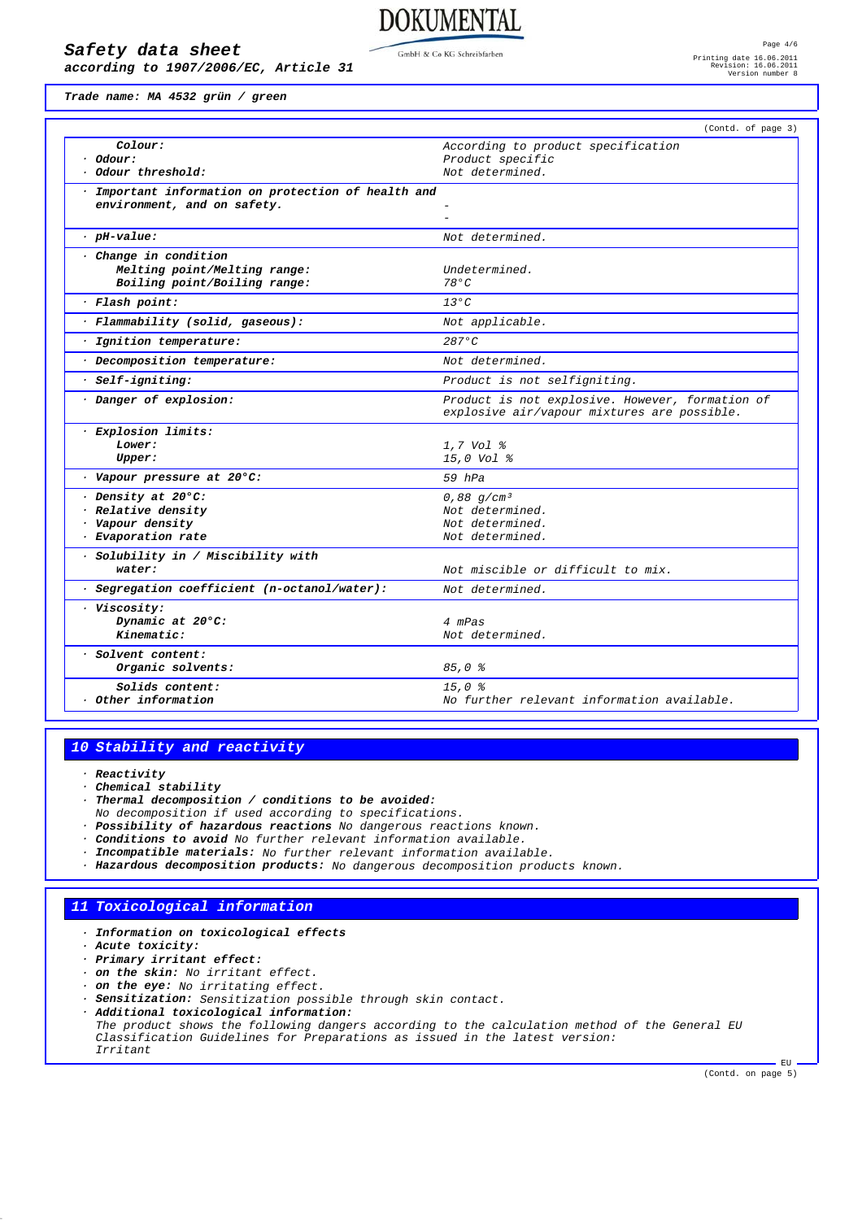**Trade name: MA 4532 grün / green**

(Contd. of page 3)

| | |
|---|---|
| **Colour:** | According to product specification |
| · **Odour:** | Product specific |
| · **Odour threshold:** | Not determined. |
| · **Important information on protection of health and environment, and on safety.** | - <br> - |
| · **pH-value:** | Not determined. |
| · **Change in condition** | |
| **Melting point/Melting range:** | Undetermined. |
| **Boiling point/Boiling range:** | 78°C |
| · **Flash point:** | 13°C |
| · **Flammability (solid, gaseous):** | Not applicable. |
| · **Ignition temperature:** | 287°C |
| · **Decomposition temperature:** | Not determined. |
| · **Self-igniting:** | Product is not selfigniting. |
| · **Danger of explosion:** | Product is not explosive. However, formation of explosive air/vapour mixtures are possible. |
| · **Explosion limits:** | |
| **Lower:** | 1,7 Vol % |
| **Upper:** | 15,0 Vol % |
| · **Vapour pressure at 20°C:** | 59 hPa |
| · **Density at 20°C:** | 0,88 g/cm³ |
| · **Relative density** | Not determined. |
| · **Vapour density** | Not determined. |
| · **Evaporation rate** | Not determined. |
| · **Solubility in / Miscibility with water:** | Not miscible or difficult to mix. |
| · **Segregation coefficient (n-octanol/water):** | Not determined. |
| · **Viscosity:** | |
| **Dynamic at 20°C:** | 4 mPas |
| **Kinematic:** | Not determined. |
| · **Solvent content:** | |
| **Organic solvents:** | 85,0 % |
| **Solids content:** | 15,0 % |
| · **Other information** | No further relevant information available. |

## 10 Stability and reactivity

- · **Reactivity**
- · **Chemical stability**
- · **Thermal decomposition / conditions to be avoided:**
  No decomposition if used according to specifications.
- · **Possibility of hazardous reactions** No dangerous reactions known.
- · **Conditions to avoid** No further relevant information available.
- · **Incompatible materials:** No further relevant information available.
- · **Hazardous decomposition products:** No dangerous decomposition products known.

## 11 Toxicological information

- · **Information on toxicological effects**
- · **Acute toxicity:**
- · **Primary irritant effect:**
- · **on the skin:** No irritant effect.
- · **on the eye:** No irritating effect.
- · **Sensitization:** Sensitization possible through skin contact.
- · **Additional toxicological information:**
  The product shows the following dangers according to the calculation method of the General EU Classification Guidelines for Preparations as issued in the latest version:
  Irritant

EU

(Contd. on page 5)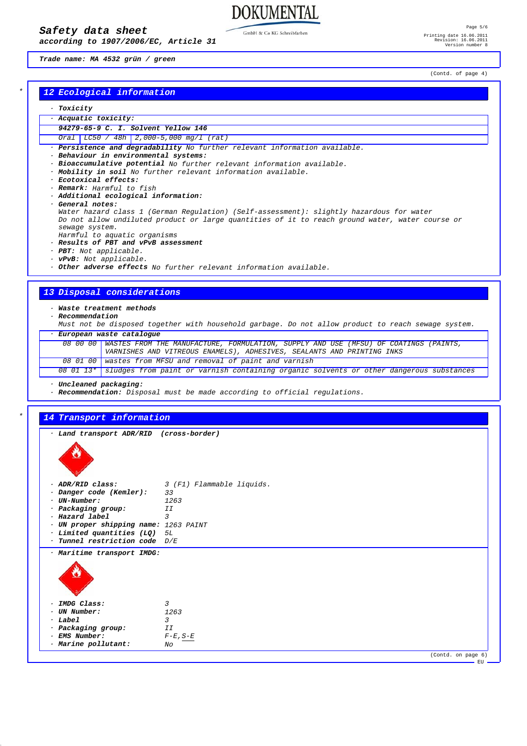# Safety data sheet
*according to 1907/2006/EC, Article 31*

**Trade name: MA 4532 grün / green**

(Contd. of page 4)

## 12 Ecological information

· **Toxicity**

· **Acquatic toxicity:**

| 94279-65-9 C. I. Solvent Yellow 146 | | |
|---|---|---|
| Oral | LC50 / 48h | 2,000-5,000 mg/l (rat) |

· **Persistence and degradability** No further relevant information available.
· **Behaviour in environmental systems:**
· **Bioaccumulative potential** No further relevant information available.
· **Mobility in soil** No further relevant information available.
· **Ecotoxical effects:**
· **Remark:** Harmful to fish
· **Additional ecological information:**
· **General notes:**
Water hazard class 1 (German Regulation) (Self-assessment): slightly hazardous for water
Do not allow undiluted product or large quantities of it to reach ground water, water course or sewage system.
Harmful to aquatic organisms
· **Results of PBT and vPvB assessment**
· **PBT:** Not applicable.
· **vPvB:** Not applicable.
· **Other adverse effects** No further relevant information available.

## 13 Disposal considerations

· **Waste treatment methods**
· **Recommendation**
Must not be disposed together with household garbage. Do not allow product to reach sewage system.

| · European waste catalogue | |
|---|---|
| 08 00 00 | WASTES FROM THE MANUFACTURE, FORMULATION, SUPPLY AND USE (MFSU) OF COATINGS (PAINTS, VARNISHES AND VITREOUS ENAMELS), ADHESIVES, SEALANTS AND PRINTING INKS |
| 08 01 00 | wastes from MFSU and removal of paint and varnish |
| 08 01 13* | sludges from paint or varnish containing organic solvents or other dangerous substances |

· **Uncleaned packaging:**
· **Recommendation:** Disposal must be made according to official regulations.

## 14 Transport information

· **Land transport ADR/RID (cross-border)**

· **ADR/RID class:** 3 (F1) Flammable liquids.
· **Danger code (Kemler):** 33
· **UN-Number:** 1263
· **Packaging group:** II
· **Hazard label** 3
· **UN proper shipping name:** 1263 PAINT
· **Limited quantities (LQ)** 5L
· **Tunnel restriction code** D/E

· **Maritime transport IMDG:**

· **IMDG Class:** 3
· **UN Number:** 1263
· **Label** 3
· **Packaging group:** II
· **EMS Number:** F-E,S-E
· **Marine pollutant:** No

(Contd. on page 6)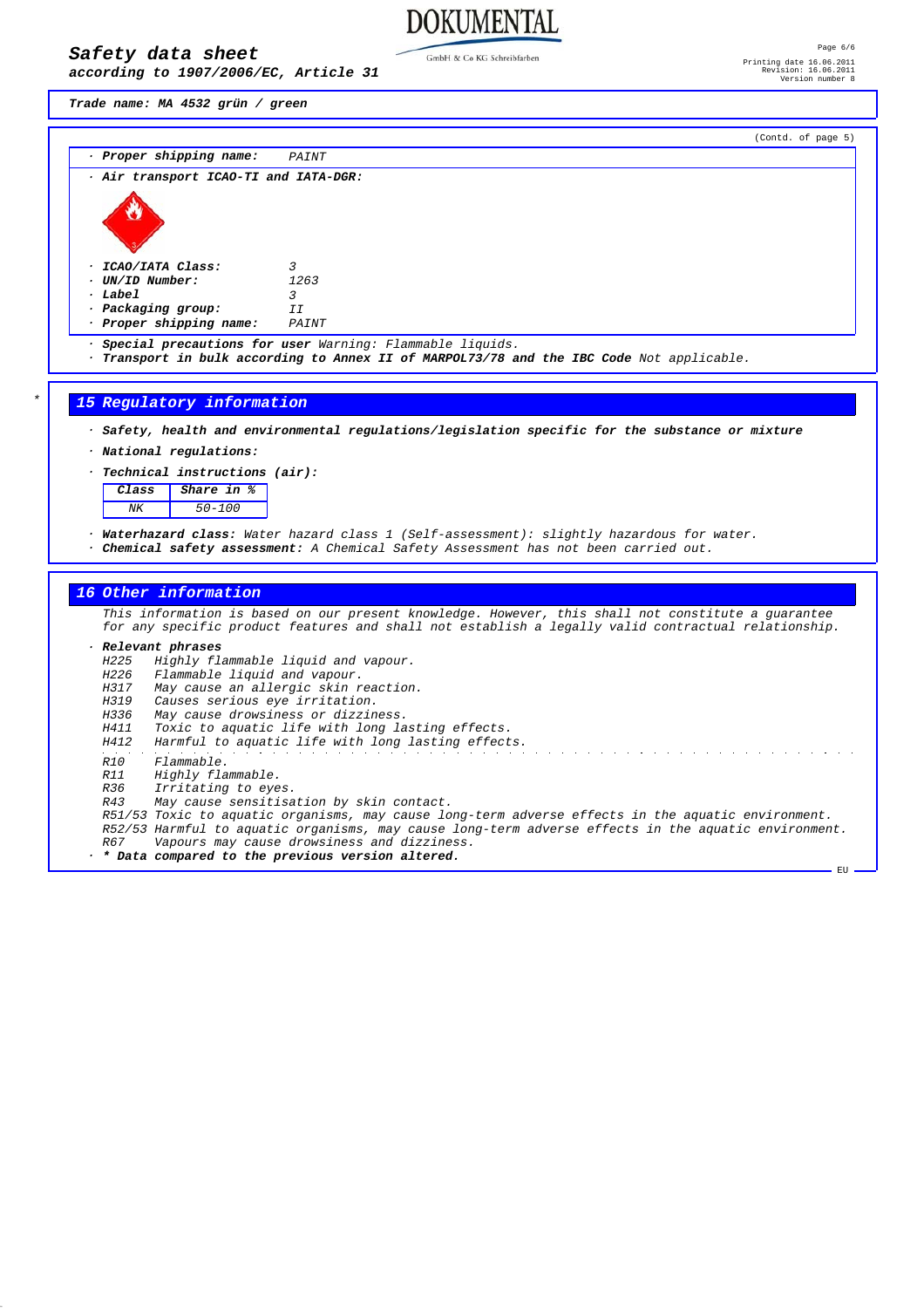Trade name: MA 4532 grün / green

(Contd. of page 5)

· **Proper shipping name:** PAINT

· **Air transport ICAO-TI and IATA-DGR:**

· **ICAO/IATA Class:** 3
· **UN/ID Number:** 1263
· **Label** 3
· **Packaging group:** II
· **Proper shipping name:** PAINT

· **Special precautions for user** Warning: Flammable liquids.
· **Transport in bulk according to Annex II of MARPOL73/78 and the IBC Code** Not applicable.

## * 15 Regulatory information

· **Safety, health and environmental regulations/legislation specific for the substance or mixture**
· **National regulations:**
· **Technical instructions (air):**

| Class | Share in % |
|---|---|
| NK | 50-100 |

· **Waterhazard class:** Water hazard class 1 (Self-assessment): slightly hazardous for water.
· **Chemical safety assessment:** A Chemical Safety Assessment has not been carried out.

## 16 Other information

This information is based on our present knowledge. However, this shall not constitute a guarantee for any specific product features and shall not establish a legally valid contractual relationship.

· **Relevant phrases**
H225 Highly flammable liquid and vapour.
H226 Flammable liquid and vapour.
H317 May cause an allergic skin reaction.
H319 Causes serious eye irritation.
H336 May cause drowsiness or dizziness.
H411 Toxic to aquatic life with long lasting effects.
H412 Harmful to aquatic life with long lasting effects.

R10 Flammable.
R11 Highly flammable.
R36 Irritating to eyes.
R43 May cause sensitisation by skin contact.
R51/53 Toxic to aquatic organisms, may cause long-term adverse effects in the aquatic environment.
R52/53 Harmful to aquatic organisms, may cause long-term adverse effects in the aquatic environment.
R67 Vapours may cause drowsiness and dizziness.

· **\* Data compared to the previous version altered.**